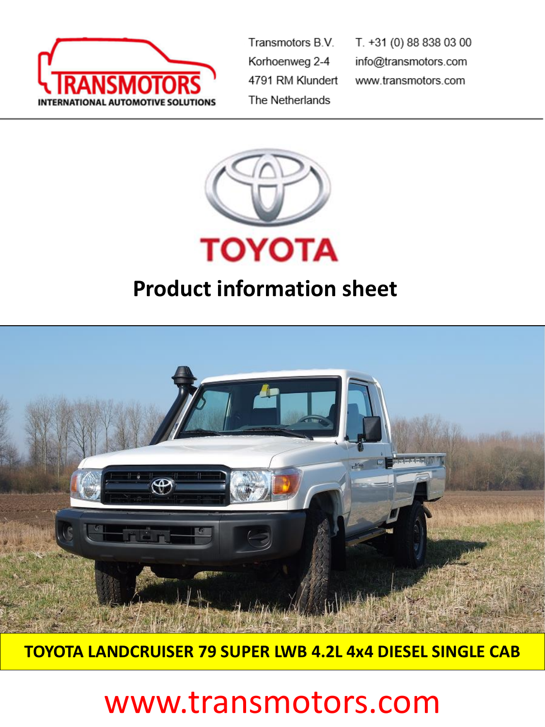TRANSMOTORS
INTERNATIONAL AUTOMOTIVE SOLUTIONS

Transmotors B.V.
Korhoenweg 2-4
4791 RM Klundert
The Netherlands

T. +31 (0) 88 838 03 00
info@transmotors.com
www.transmotors.com

TOYOTA

# Product information sheet

## TOYOTA LANDCRUISER 79 SUPER LWB 4.2L 4x4 DIESEL SINGLE CAB

www.transmotors.com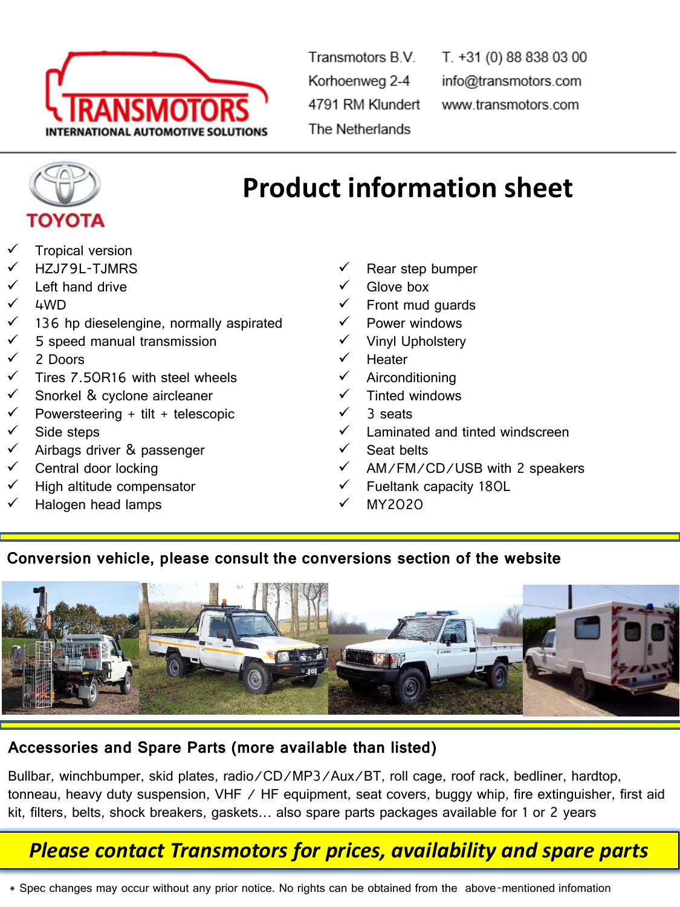Transmotors B.V.
Korhoenweg 2-4
4791 RM Klundert
The Netherlands

T. +31 (0) 88 838 03 00
info@transmotors.com
www.transmotors.com

# Product information sheet

- ✓ Tropical version
- ✓ HZJ79L-TJMRS
- ✓ Left hand drive
- ✓ 4WD
- ✓ 136 hp dieselengine, normally aspirated
- ✓ 5 speed manual transmission
- ✓ 2 Doors
- ✓ Tires 7.50R16 with steel wheels
- ✓ Snorkel & cyclone aircleaner
- ✓ Powersteering + tilt + telescopic
- ✓ Side steps
- ✓ Airbags driver & passenger
- ✓ Central door locking
- ✓ High altitude compensator
- ✓ Halogen head lamps
- ✓ Rear step bumper
- ✓ Glove box
- ✓ Front mud guards
- ✓ Power windows
- ✓ Vinyl Upholstery
- ✓ Heater
- ✓ Airconditioning
- ✓ Tinted windows
- ✓ 3 seats
- ✓ Laminated and tinted windscreen
- ✓ Seat belts
- ✓ AM/FM/CD/USB with 2 speakers
- ✓ Fueltank capacity 180L
- ✓ MY2020

**Conversion vehicle, please consult the conversions section of the website**

## Accessories and Spare Parts (more available than listed)

Bullbar, winchbumper, skid plates, radio/CD/MP3/Aux/BT, roll cage, roof rack, bedliner, hardtop, tonneau, heavy duty suspension, VHF / HF equipment, seat covers, buggy whip, fire extinguisher, first aid kit, filters, belts, shock breakers, gaskets… also spare parts packages available for 1 or 2 years

***Please contact Transmotors for prices, availability and spare parts***

* Spec changes may occur without any prior notice. No rights can be obtained from the above-mentioned infomation